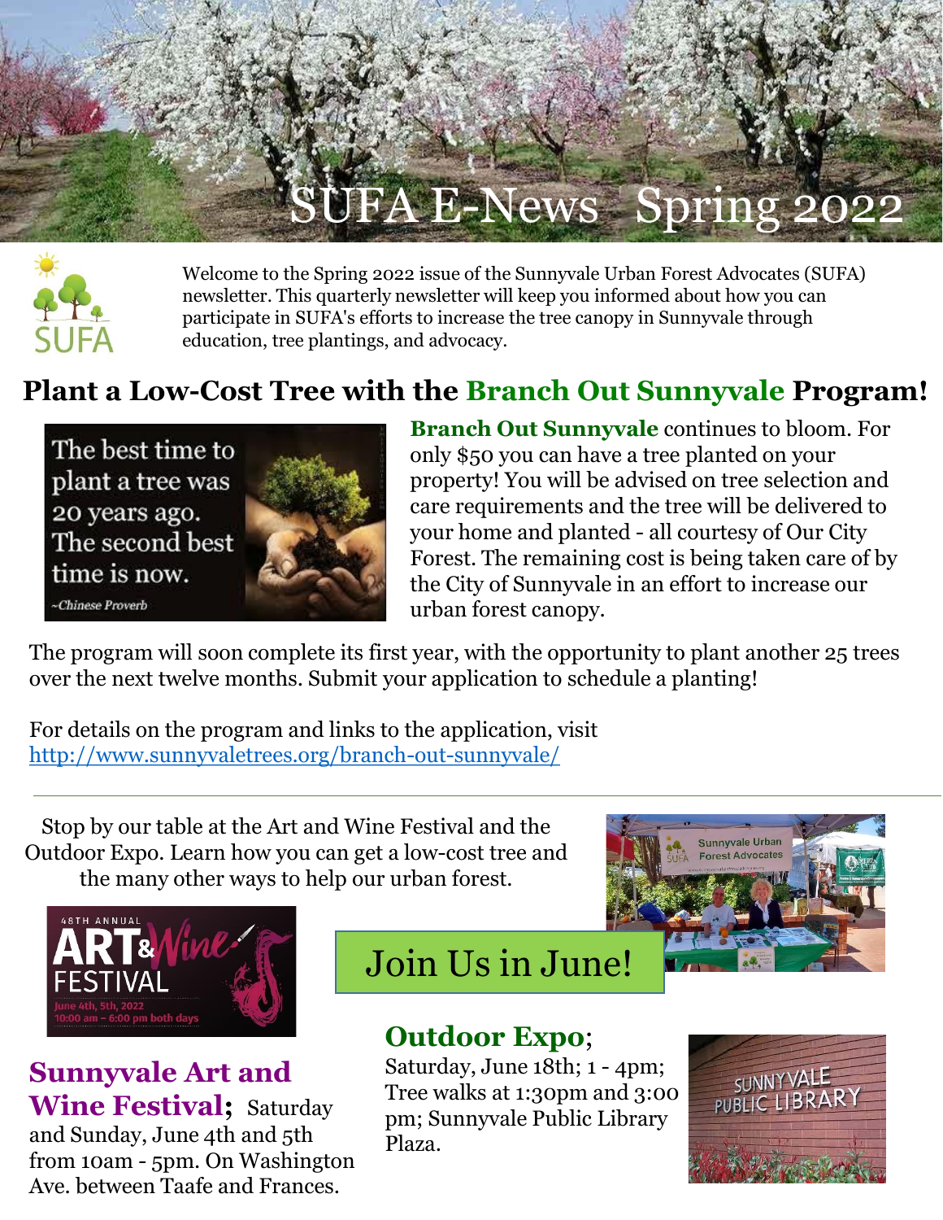# SUFA E-News Spring 2022

Welcome to the Spring 2022 issue of the Sunnyvale Urban Forest Advocates (SUFA) newsletter. This quarterly newsletter will keep you informed about how you can participate in SUFA's efforts to increase the tree canopy in Sunnyvale through education, tree plantings, and advocacy.

## Plant a Low-Cost Tree with the Branch Out Sunnyvale Program!

The best time to plant a tree was 20 years ago. The second best time is now.
~Chinese Proverb

**Branch Out Sunnyvale** continues to bloom. For only $50 you can have a tree planted on your property! You will be advised on tree selection and care requirements and the tree will be delivered to your home and planted - all courtesy of Our City Forest. The remaining cost is being taken care of by the City of Sunnyvale in an effort to increase our urban forest canopy.

The program will soon complete its first year, with the opportunity to plant another 25 trees over the next twelve months. Submit your application to schedule a planting!

For details on the program and links to the application, visit
http://www.sunnyvaletrees.org/branch-out-sunnyvale/

---

Stop by our table at the Art and Wine Festival and the Outdoor Expo. Learn how you can get a low-cost tree and the many other ways to help our urban forest.

## Join Us in June!

48TH ANNUAL ART & Wine FESTIVAL
June 4th, 5th, 2022
10:00 am – 6:00 pm both days

### Sunnyvale Art and Wine Festival; 
Saturday and Sunday, June 4th and 5th from 10am - 5pm. On Washington Ave. between Taafe and Frances.

### Outdoor Expo; 
Saturday, June 18th; 1 - 4pm; Tree walks at 1:30pm and 3:00 pm; Sunnyvale Public Library Plaza.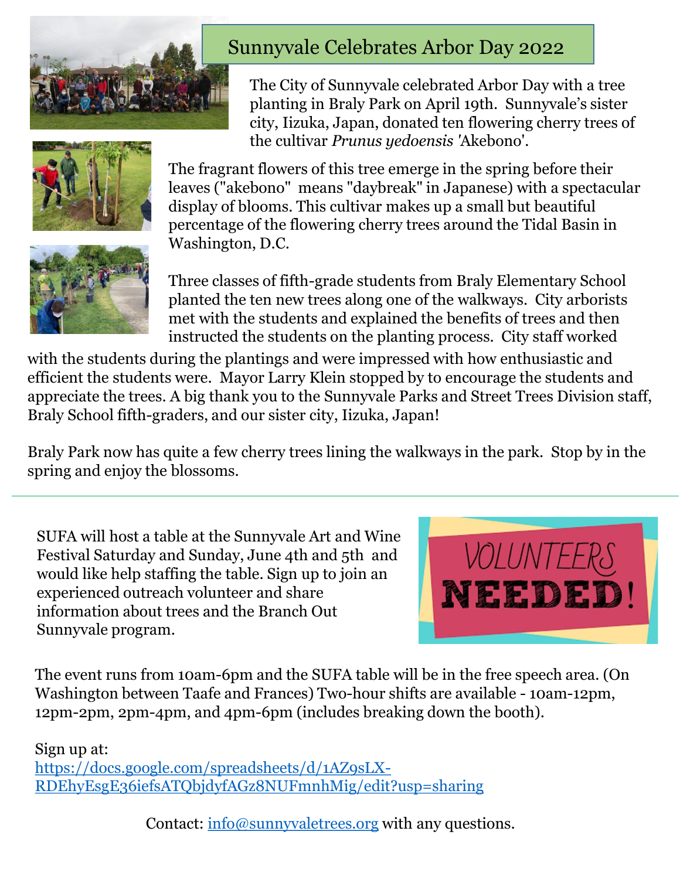# Sunnyvale Celebrates Arbor Day 2022

The City of Sunnyvale celebrated Arbor Day with a tree planting in Braly Park on April 19th. Sunnyvale's sister city, Iizuka, Japan, donated ten flowering cherry trees of the cultivar *Prunus yedoensis* 'Akebono'.

The fragrant flowers of this tree emerge in the spring before their leaves ("akebono" means "daybreak" in Japanese) with a spectacular display of blooms. This cultivar makes up a small but beautiful percentage of the flowering cherry trees around the Tidal Basin in Washington, D.C.

Three classes of fifth-grade students from Braly Elementary School planted the ten new trees along one of the walkways. City arborists met with the students and explained the benefits of trees and then instructed the students on the planting process. City staff worked with the students during the plantings and were impressed with how enthusiastic and efficient the students were. Mayor Larry Klein stopped by to encourage the students and appreciate the trees. A big thank you to the Sunnyvale Parks and Street Trees Division staff, Braly School fifth-graders, and our sister city, Iizuka, Japan!

Braly Park now has quite a few cherry trees lining the walkways in the park. Stop by in the spring and enjoy the blossoms.

---

VOLUNTEERS NEEDED!

SUFA will host a table at the Sunnyvale Art and Wine Festival Saturday and Sunday, June 4th and 5th and would like help staffing the table. Sign up to join an experienced outreach volunteer and share information about trees and the Branch Out Sunnyvale program.

The event runs from 10am-6pm and the SUFA table will be in the free speech area. (On Washington between Taafe and Frances) Two-hour shifts are available - 10am-12pm, 12pm-2pm, 2pm-4pm, and 4pm-6pm (includes breaking down the booth).

Sign up at:
https://docs.google.com/spreadsheets/d/1AZ9sLX-RDEhyEsgE36iefsATQbjdyfAGz8NUFmnhMig/edit?usp=sharing

Contact: info@sunnyvaletrees.org with any questions.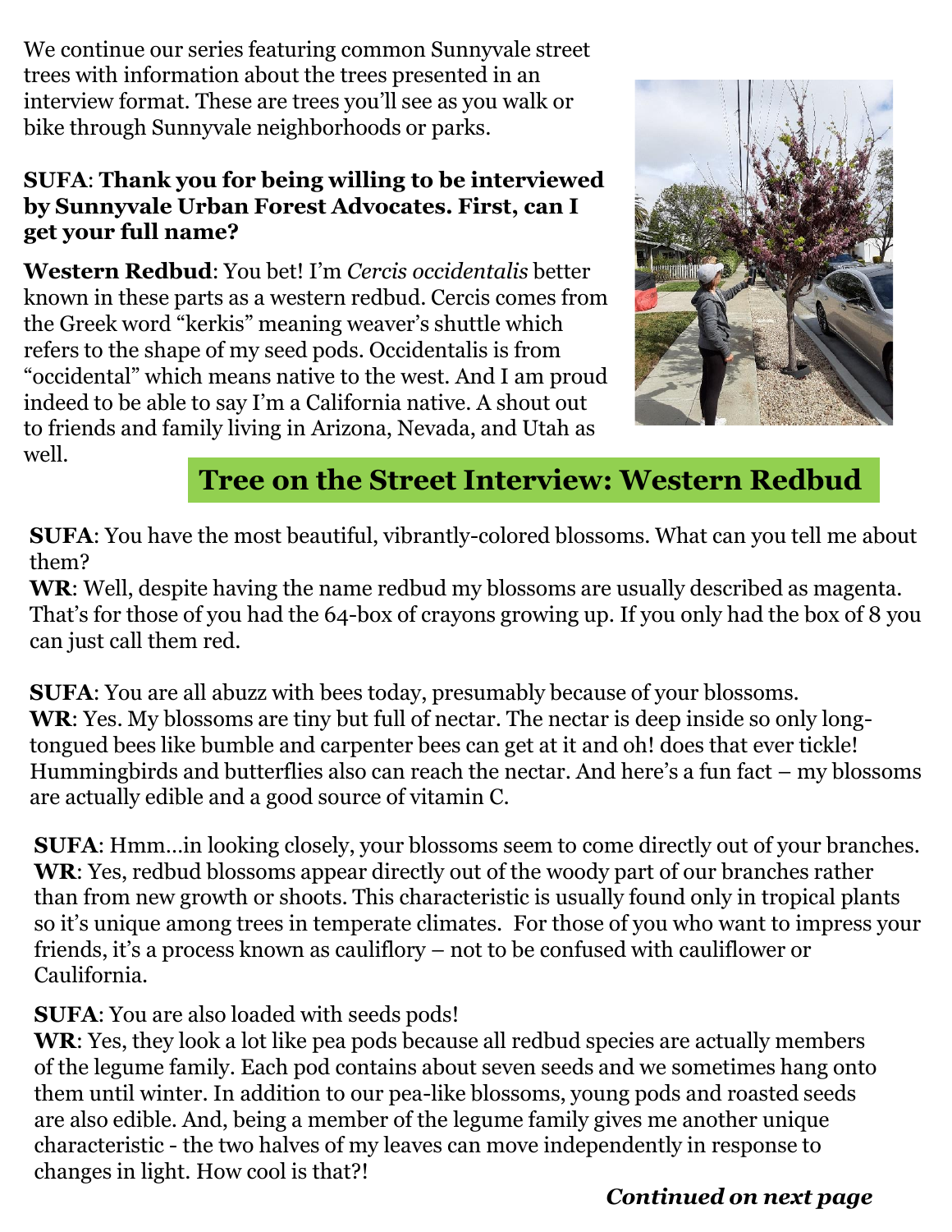We continue our series featuring common Sunnyvale street trees with information about the trees presented in an interview format. These are trees you'll see as you walk or bike through Sunnyvale neighborhoods or parks.

**SUFA**: **Thank you for being willing to be interviewed by Sunnyvale Urban Forest Advocates. First, can I get your full name?**

**Western Redbud**: You bet! I'm *Cercis occidentalis* better known in these parts as a western redbud. Cercis comes from the Greek word "kerkis" meaning weaver's shuttle which refers to the shape of my seed pods. Occidentalis is from "occidental" which means native to the west. And I am proud indeed to be able to say I'm a California native. A shout out to friends and family living in Arizona, Nevada, and Utah as well.

## Tree on the Street Interview: Western Redbud

**SUFA**: You have the most beautiful, vibrantly-colored blossoms. What can you tell me about them?
**WR**: Well, despite having the name redbud my blossoms are usually described as magenta. That's for those of you had the 64-box of crayons growing up. If you only had the box of 8 you can just call them red.

**SUFA**: You are all abuzz with bees today, presumably because of your blossoms.
**WR**: Yes. My blossoms are tiny but full of nectar. The nectar is deep inside so only long-tongued bees like bumble and carpenter bees can get at it and oh! does that ever tickle! Hummingbirds and butterflies also can reach the nectar. And here's a fun fact – my blossoms are actually edible and a good source of vitamin C.

**SUFA**: Hmm…in looking closely, your blossoms seem to come directly out of your branches.
**WR**: Yes, redbud blossoms appear directly out of the woody part of our branches rather than from new growth or shoots. This characteristic is usually found only in tropical plants so it's unique among trees in temperate climates. For those of you who want to impress your friends, it's a process known as cauliflory – not to be confused with cauliflower or Caulifornia.

**SUFA**: You are also loaded with seeds pods!
**WR**: Yes, they look a lot like pea pods because all redbud species are actually members of the legume family. Each pod contains about seven seeds and we sometimes hang onto them until winter. In addition to our pea-like blossoms, young pods and roasted seeds are also edible. And, being a member of the legume family gives me another unique characteristic - the two halves of my leaves can move independently in response to changes in light. How cool is that?!

***Continued on next page***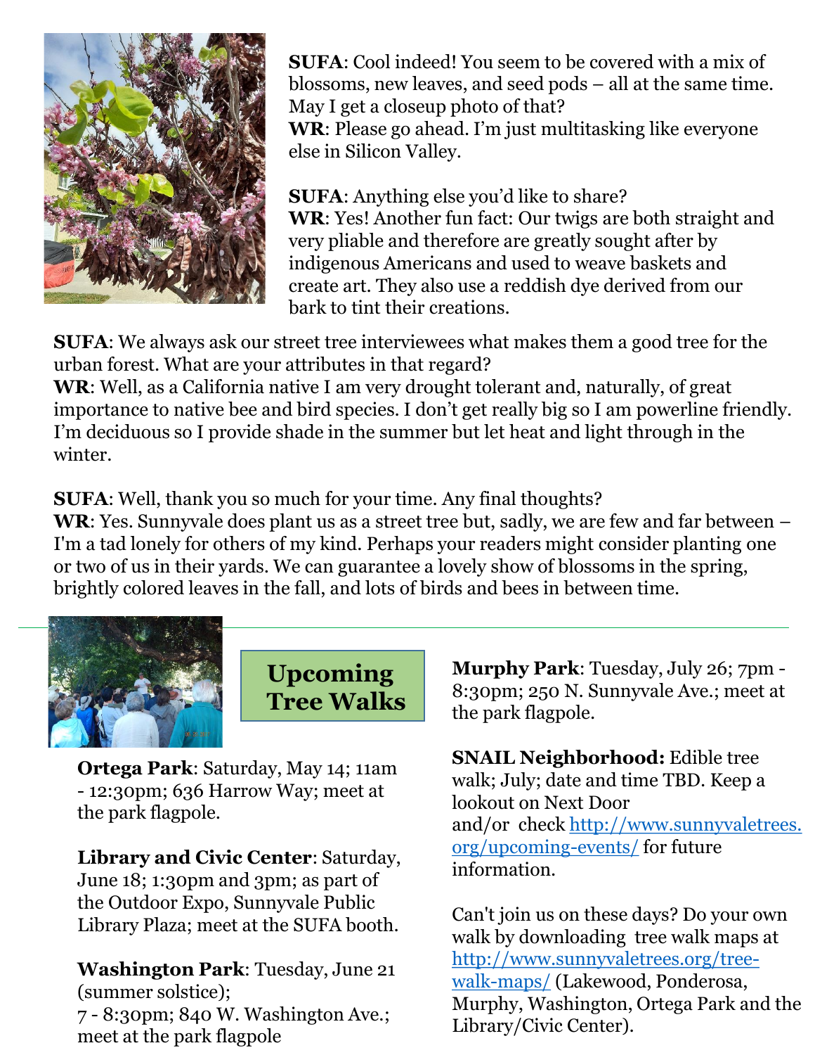**SUFA**: Cool indeed! You seem to be covered with a mix of blossoms, new leaves, and seed pods – all at the same time. May I get a closeup photo of that?
**WR**: Please go ahead. I'm just multitasking like everyone else in Silicon Valley.

**SUFA**: Anything else you'd like to share?
**WR**: Yes! Another fun fact: Our twigs are both straight and very pliable and therefore are greatly sought after by indigenous Americans and used to weave baskets and create art. They also use a reddish dye derived from our bark to tint their creations.

**SUFA**: We always ask our street tree interviewees what makes them a good tree for the urban forest. What are your attributes in that regard?
**WR**: Well, as a California native I am very drought tolerant and, naturally, of great importance to native bee and bird species. I don't get really big so I am powerline friendly. I'm deciduous so I provide shade in the summer but let heat and light through in the winter.

**SUFA**: Well, thank you so much for your time. Any final thoughts?
**WR**: Yes. Sunnyvale does plant us as a street tree but, sadly, we are few and far between – I'm a tad lonely for others of my kind. Perhaps your readers might consider planting one or two of us in their yards. We can guarantee a lovely show of blossoms in the spring, brightly colored leaves in the fall, and lots of birds and bees in between time.

## Upcoming Tree Walks

**Ortega Park**: Saturday, May 14; 11am - 12:30pm; 636 Harrow Way; meet at the park flagpole.

**Library and Civic Center**: Saturday, June 18; 1:30pm and 3pm; as part of the Outdoor Expo, Sunnyvale Public Library Plaza; meet at the SUFA booth.

**Washington Park**: Tuesday, June 21 (summer solstice);
7 - 8:30pm; 840 W. Washington Ave.; meet at the park flagpole

**Murphy Park**: Tuesday, July 26; 7pm - 8:30pm; 250 N. Sunnyvale Ave.; meet at the park flagpole.

**SNAIL Neighborhood:** Edible tree walk; July; date and time TBD. Keep a lookout on Next Door and/or check http://www.sunnyvaletrees.org/upcoming-events/ for future information.

Can't join us on these days? Do your own walk by downloading tree walk maps at http://www.sunnyvaletrees.org/tree-walk-maps/ (Lakewood, Ponderosa, Murphy, Washington, Ortega Park and the Library/Civic Center).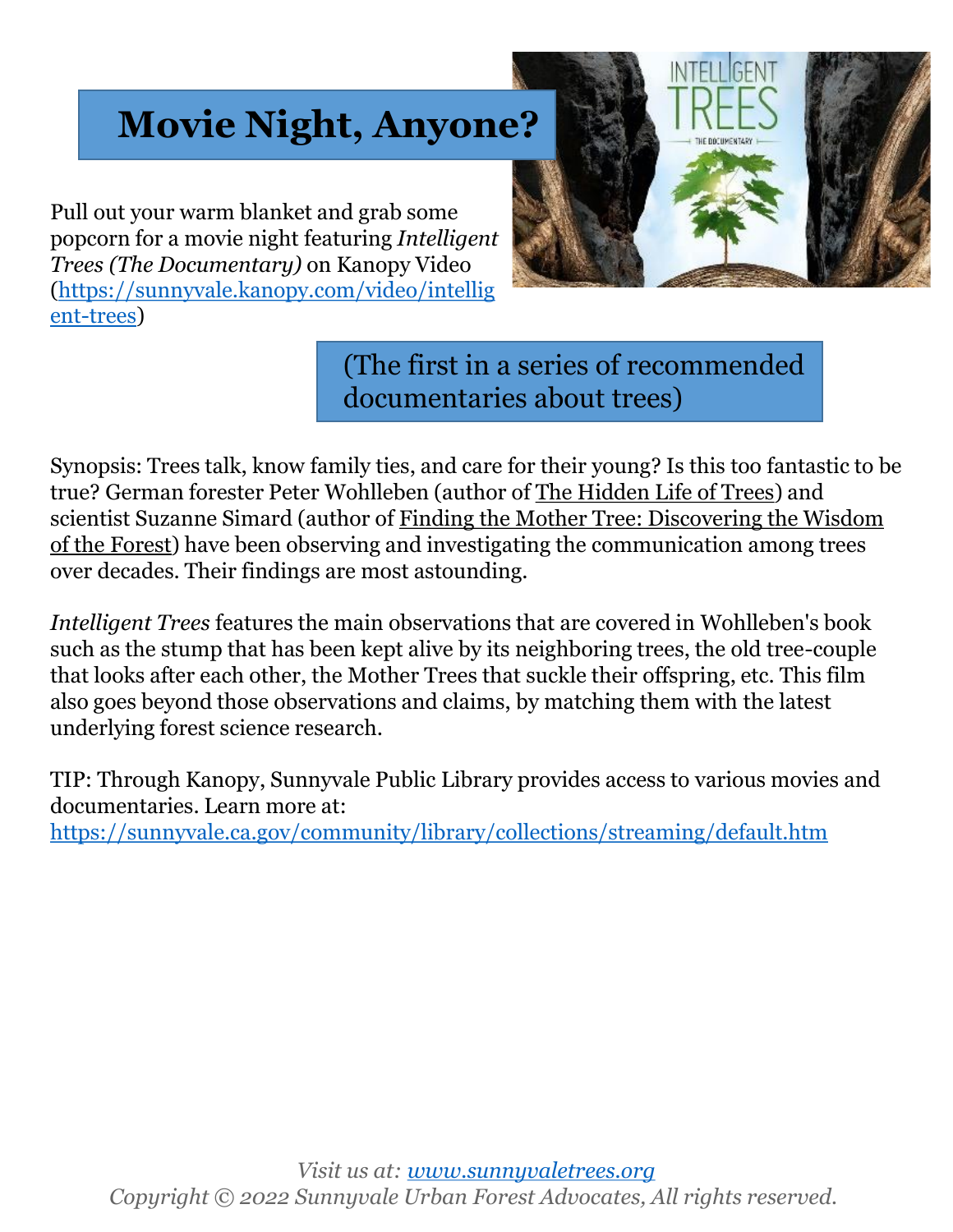# Movie Night, Anyone?

Pull out your warm blanket and grab some popcorn for a movie night featuring *Intelligent Trees (The Documentary)* on Kanopy Video (https://sunnyvale.kanopy.com/video/intelligent-trees)

(The first in a series of recommended documentaries about trees)

Synopsis: Trees talk, know family ties, and care for their young? Is this too fantastic to be true? German forester Peter Wohlleben (author of The Hidden Life of Trees) and scientist Suzanne Simard (author of Finding the Mother Tree: Discovering the Wisdom of the Forest) have been observing and investigating the communication among trees over decades. Their findings are most astounding.

*Intelligent Trees* features the main observations that are covered in Wohlleben's book such as the stump that has been kept alive by its neighboring trees, the old tree-couple that looks after each other, the Mother Trees that suckle their offspring, etc. This film also goes beyond those observations and claims, by matching them with the latest underlying forest science research.

TIP: Through Kanopy, Sunnyvale Public Library provides access to various movies and documentaries. Learn more at: https://sunnyvale.ca.gov/community/library/collections/streaming/default.htm

*Visit us at: www.sunnyvaletrees.org*
*Copyright © 2022 Sunnyvale Urban Forest Advocates, All rights reserved.*